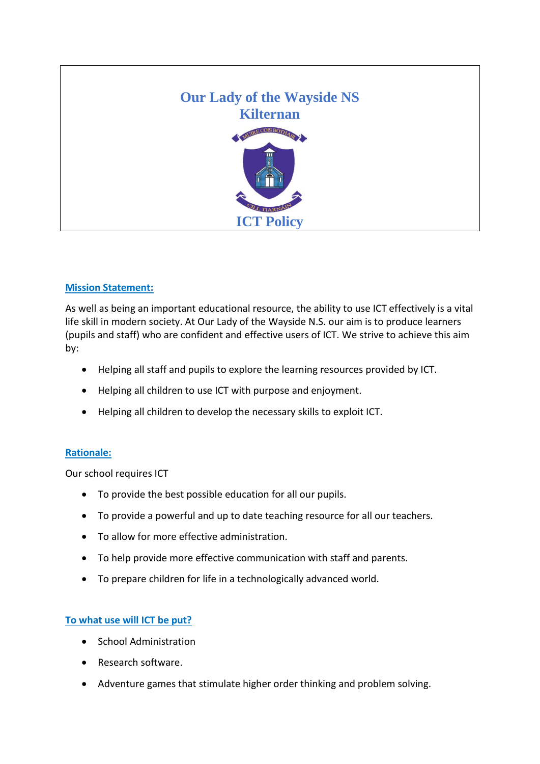# Our Lady of the Wayside NS
# Kilternan

MUIRE COIS BÓTHAIR

CILL TIARNÁIN

# ICT Policy

## Mission Statement:

As well as being an important educational resource, the ability to use ICT effectively is a vital life skill in modern society. At Our Lady of the Wayside N.S. our aim is to produce learners (pupils and staff) who are confident and effective users of ICT. We strive to achieve this aim by:

- Helping all staff and pupils to explore the learning resources provided by ICT.
- Helping all children to use ICT with purpose and enjoyment.
- Helping all children to develop the necessary skills to exploit ICT.

## Rationale:

Our school requires ICT

- To provide the best possible education for all our pupils.
- To provide a powerful and up to date teaching resource for all our teachers.
- To allow for more effective administration.
- To help provide more effective communication with staff and parents.
- To prepare children for life in a technologically advanced world.

## To what use will ICT be put?

- School Administration
- Research software.
- Adventure games that stimulate higher order thinking and problem solving.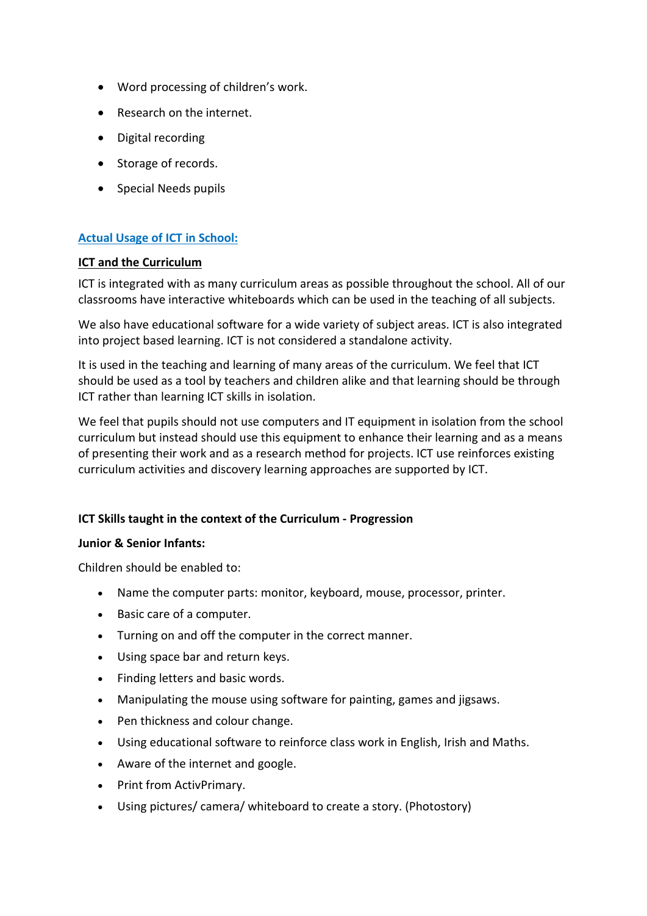- Word processing of children's work.
- Research on the internet.
- Digital recording
- Storage of records.
- Special Needs pupils

## Actual Usage of ICT in School:

### ICT and the Curriculum

ICT is integrated with as many curriculum areas as possible throughout the school. All of our classrooms have interactive whiteboards which can be used in the teaching of all subjects.

We also have educational software for a wide variety of subject areas. ICT is also integrated into project based learning. ICT is not considered a standalone activity.

It is used in the teaching and learning of many areas of the curriculum. We feel that ICT should be used as a tool by teachers and children alike and that learning should be through ICT rather than learning ICT skills in isolation.

We feel that pupils should not use computers and IT equipment in isolation from the school curriculum but instead should use this equipment to enhance their learning and as a means of presenting their work and as a research method for projects. ICT use reinforces existing curriculum activities and discovery learning approaches are supported by ICT.

### ICT Skills taught in the context of the Curriculum - Progression

**Junior & Senior Infants:**

Children should be enabled to:

- Name the computer parts: monitor, keyboard, mouse, processor, printer.
- Basic care of a computer.
- Turning on and off the computer in the correct manner.
- Using space bar and return keys.
- Finding letters and basic words.
- Manipulating the mouse using software for painting, games and jigsaws.
- Pen thickness and colour change.
- Using educational software to reinforce class work in English, Irish and Maths.
- Aware of the internet and google.
- Print from ActivPrimary.
- Using pictures/ camera/ whiteboard to create a story. (Photostory)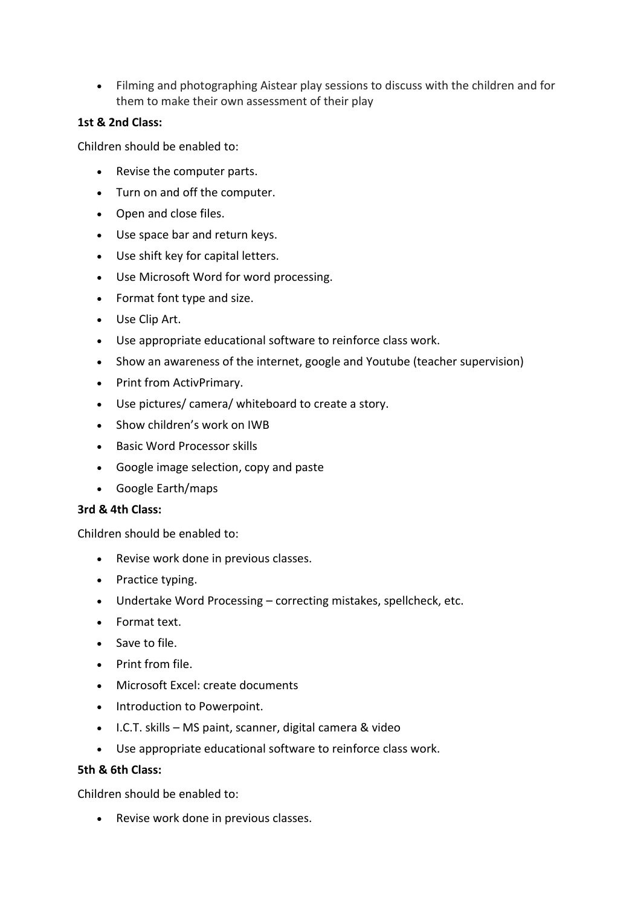- Filming and photographing Aistear play sessions to discuss with the children and for them to make their own assessment of their play

**1st & 2nd Class:**

Children should be enabled to:

- Revise the computer parts.
- Turn on and off the computer.
- Open and close files.
- Use space bar and return keys.
- Use shift key for capital letters.
- Use Microsoft Word for word processing.
- Format font type and size.
- Use Clip Art.
- Use appropriate educational software to reinforce class work.
- Show an awareness of the internet, google and Youtube (teacher supervision)
- Print from ActivPrimary.
- Use pictures/ camera/ whiteboard to create a story.
- Show children's work on IWB
- Basic Word Processor skills
- Google image selection, copy and paste
- Google Earth/maps

**3rd & 4th Class:**

Children should be enabled to:

- Revise work done in previous classes.
- Practice typing.
- Undertake Word Processing – correcting mistakes, spellcheck, etc.
- Format text.
- Save to file.
- Print from file.
- Microsoft Excel: create documents
- Introduction to Powerpoint.
- I.C.T. skills – MS paint, scanner, digital camera & video
- Use appropriate educational software to reinforce class work.

**5th & 6th Class:**

Children should be enabled to:

- Revise work done in previous classes.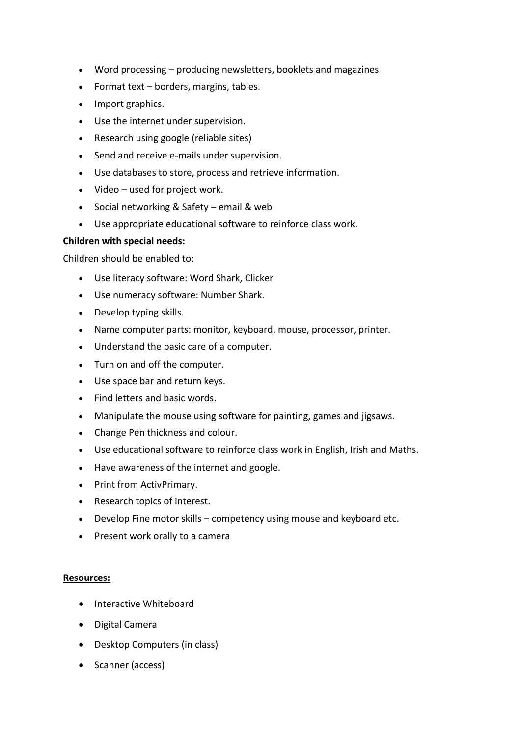- Word processing – producing newsletters, booklets and magazines
- Format text – borders, margins, tables.
- Import graphics.
- Use the internet under supervision.
- Research using google (reliable sites)
- Send and receive e-mails under supervision.
- Use databases to store, process and retrieve information.
- Video – used for project work.
- Social networking & Safety – email & web
- Use appropriate educational software to reinforce class work.

**Children with special needs:**

Children should be enabled to:

- Use literacy software: Word Shark, Clicker
- Use numeracy software: Number Shark.
- Develop typing skills.
- Name computer parts: monitor, keyboard, mouse, processor, printer.
- Understand the basic care of a computer.
- Turn on and off the computer.
- Use space bar and return keys.
- Find letters and basic words.
- Manipulate the mouse using software for painting, games and jigsaws.
- Change Pen thickness and colour.
- Use educational software to reinforce class work in English, Irish and Maths.
- Have awareness of the internet and google.
- Print from ActivPrimary.
- Research topics of interest.
- Develop Fine motor skills – competency using mouse and keyboard etc.
- Present work orally to a camera

**Resources:**

- Interactive Whiteboard
- Digital Camera
- Desktop Computers (in class)
- Scanner (access)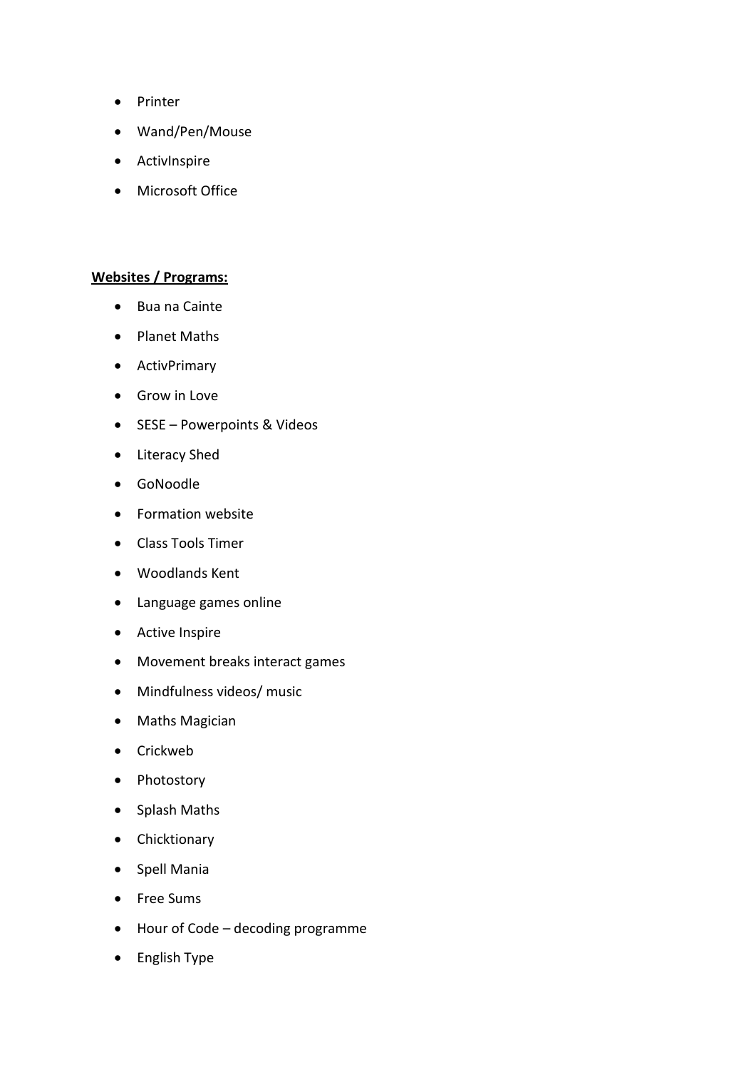- Printer
- Wand/Pen/Mouse
- ActivInspire
- Microsoft Office

**Websites / Programs:**

- Bua na Cainte
- Planet Maths
- ActivPrimary
- Grow in Love
- SESE – Powerpoints & Videos
- Literacy Shed
- GoNoodle
- Formation website
- Class Tools Timer
- Woodlands Kent
- Language games online
- Active Inspire
- Movement breaks interact games
- Mindfulness videos/ music
- Maths Magician
- Crickweb
- Photostory
- Splash Maths
- Chicktionary
- Spell Mania
- Free Sums
- Hour of Code – decoding programme
- English Type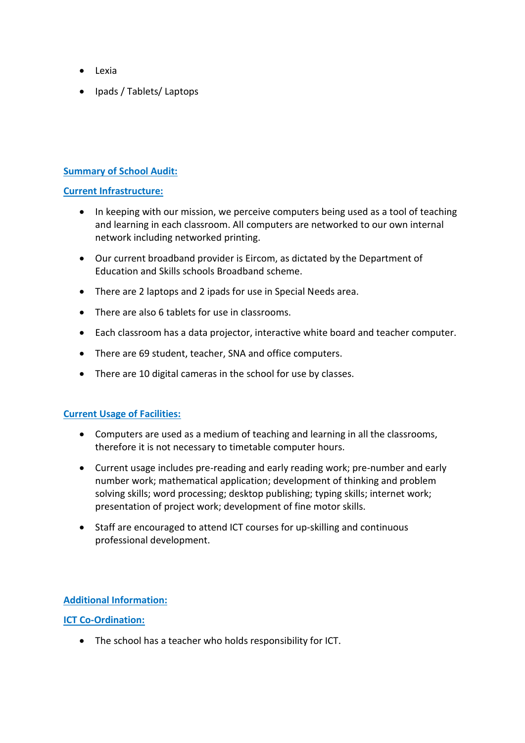- Lexia
- Ipads / Tablets/ Laptops

## Summary of School Audit:

### Current Infrastructure:

- In keeping with our mission, we perceive computers being used as a tool of teaching and learning in each classroom. All computers are networked to our own internal network including networked printing.
- Our current broadband provider is Eircom, as dictated by the Department of Education and Skills schools Broadband scheme.
- There are 2 laptops and 2 ipads for use in Special Needs area.
- There are also 6 tablets for use in classrooms.
- Each classroom has a data projector, interactive white board and teacher computer.
- There are 69 student, teacher, SNA and office computers.
- There are 10 digital cameras in the school for use by classes.

### Current Usage of Facilities:

- Computers are used as a medium of teaching and learning in all the classrooms, therefore it is not necessary to timetable computer hours.
- Current usage includes pre-reading and early reading work; pre-number and early number work; mathematical application; development of thinking and problem solving skills; word processing; desktop publishing; typing skills; internet work; presentation of project work; development of fine motor skills.
- Staff are encouraged to attend ICT courses for up-skilling and continuous professional development.

## Additional Information:

### ICT Co-Ordination:

- The school has a teacher who holds responsibility for ICT.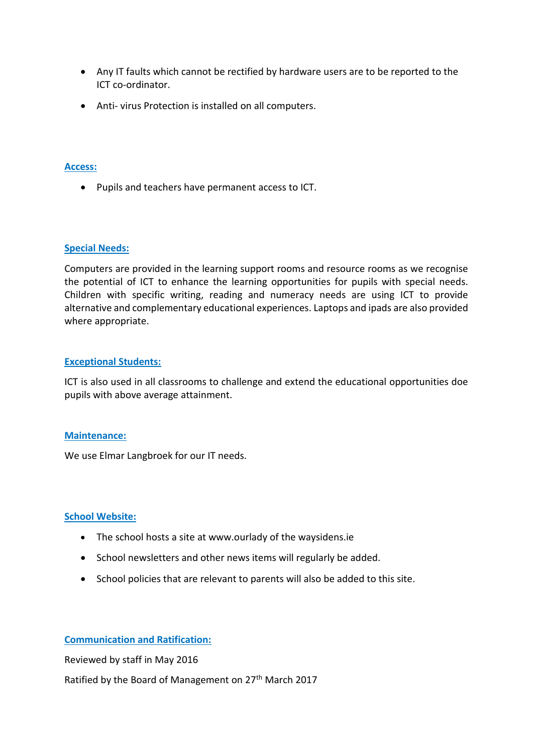- Any IT faults which cannot be rectified by hardware users are to be reported to the ICT co-ordinator.
- Anti- virus Protection is installed on all computers.

## Access:

- Pupils and teachers have permanent access to ICT.

## Special Needs:

Computers are provided in the learning support rooms and resource rooms as we recognise the potential of ICT to enhance the learning opportunities for pupils with special needs. Children with specific writing, reading and numeracy needs are using ICT to provide alternative and complementary educational experiences. Laptops and ipads are also provided where appropriate.

## Exceptional Students:

ICT is also used in all classrooms to challenge and extend the educational opportunities doe pupils with above average attainment.

## Maintenance:

We use Elmar Langbroek for our IT needs.

## School Website:

- The school hosts a site at www.ourlady of the waysidens.ie
- School newsletters and other news items will regularly be added.
- School policies that are relevant to parents will also be added to this site.

## Communication and Ratification:

Reviewed by staff in May 2016

Ratified by the Board of Management on 27th March 2017